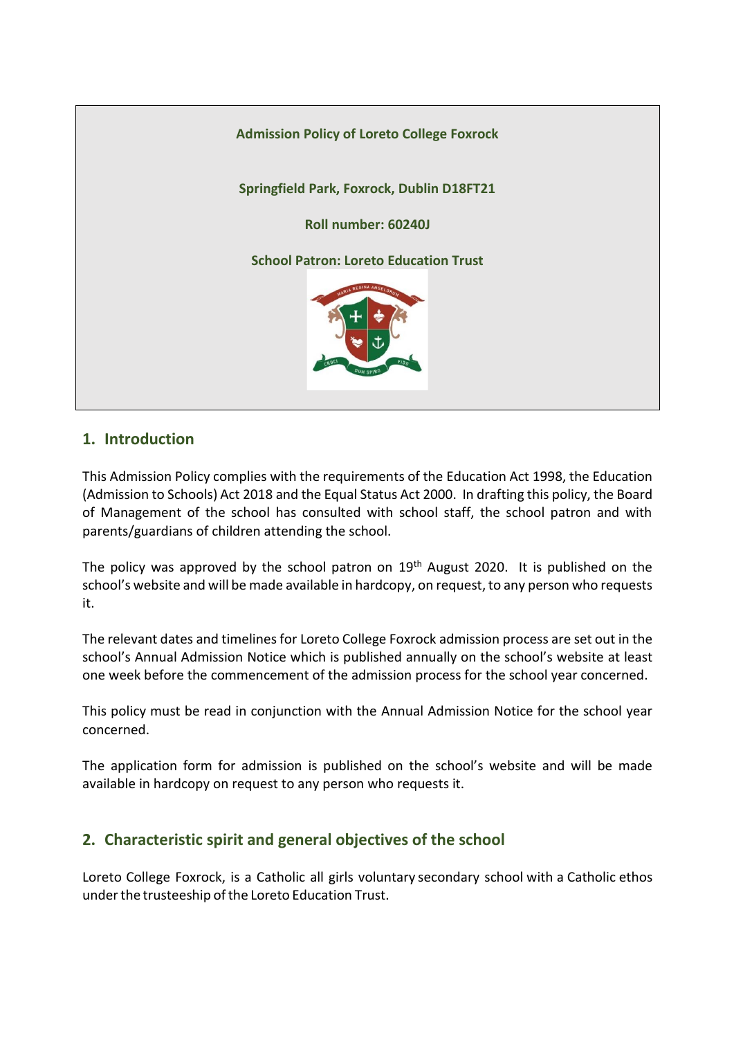**Admission Policy of Loreto College Foxrock**

**Springfield Park, Foxrock, Dublin D18FT21**

**Roll number: 60240J**

**School Patron: Loreto Education Trust**

## 1. Introduction

This Admission Policy complies with the requirements of the Education Act 1998, the Education (Admission to Schools) Act 2018 and the Equal Status Act 2000. In drafting this policy, the Board of Management of the school has consulted with school staff, the school patron and with parents/guardians of children attending the school.

The policy was approved by the school patron on 19th August 2020. It is published on the school's website and will be made available in hardcopy, on request, to any person who requests it.

The relevant dates and timelines for Loreto College Foxrock admission process are set out in the school's Annual Admission Notice which is published annually on the school's website at least one week before the commencement of the admission process for the school year concerned.

This policy must be read in conjunction with the Annual Admission Notice for the school year concerned.

The application form for admission is published on the school's website and will be made available in hardcopy on request to any person who requests it.

## 2. Characteristic spirit and general objectives of the school

Loreto College Foxrock, is a Catholic all girls voluntary secondary school with a Catholic ethos under the trusteeship of the Loreto Education Trust.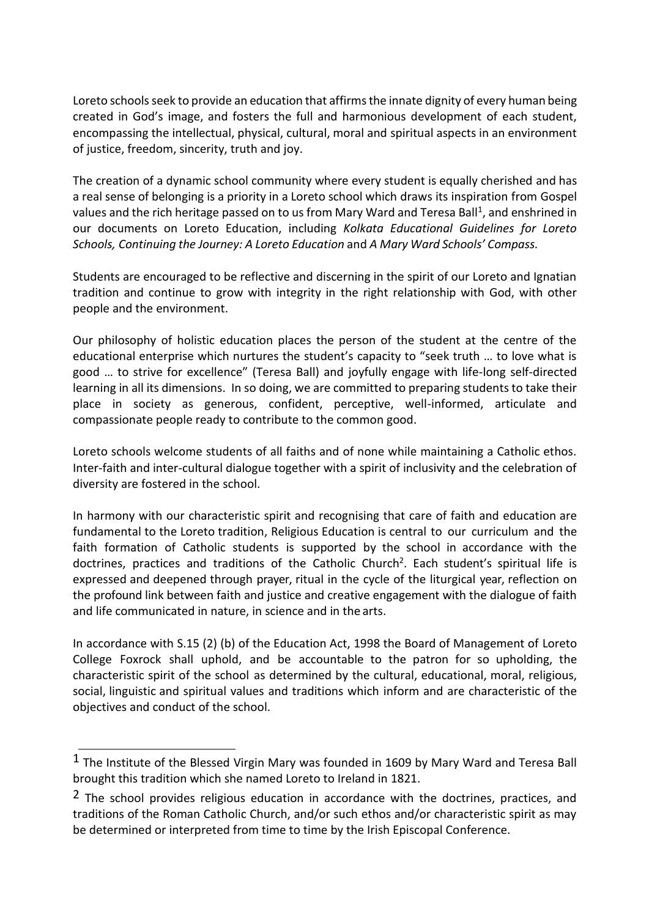Loreto schools seek to provide an education that affirms the innate dignity of every human being created in God's image, and fosters the full and harmonious development of each student, encompassing the intellectual, physical, cultural, moral and spiritual aspects in an environment of justice, freedom, sincerity, truth and joy.

The creation of a dynamic school community where every student is equally cherished and has a real sense of belonging is a priority in a Loreto school which draws its inspiration from Gospel values and the rich heritage passed on to us from Mary Ward and Teresa Ball[1], and enshrined in our documents on Loreto Education, including *Kolkata Educational Guidelines for Loreto Schools, Continuing the Journey: A Loreto Education* and *A Mary Ward Schools' Compass.*

Students are encouraged to be reflective and discerning in the spirit of our Loreto and Ignatian tradition and continue to grow with integrity in the right relationship with God, with other people and the environment.

Our philosophy of holistic education places the person of the student at the centre of the educational enterprise which nurtures the student's capacity to "seek truth … to love what is good … to strive for excellence" (Teresa Ball) and joyfully engage with life-long self-directed learning in all its dimensions. In so doing, we are committed to preparing students to take their place in society as generous, confident, perceptive, well-informed, articulate and compassionate people ready to contribute to the common good.

Loreto schools welcome students of all faiths and of none while maintaining a Catholic ethos. Inter-faith and inter-cultural dialogue together with a spirit of inclusivity and the celebration of diversity are fostered in the school.

In harmony with our characteristic spirit and recognising that care of faith and education are fundamental to the Loreto tradition, Religious Education is central to our curriculum and the faith formation of Catholic students is supported by the school in accordance with the doctrines, practices and traditions of the Catholic Church[2]. Each student's spiritual life is expressed and deepened through prayer, ritual in the cycle of the liturgical year, reflection on the profound link between faith and justice and creative engagement with the dialogue of faith and life communicated in nature, in science and in the arts.

In accordance with S.15 (2) (b) of the Education Act, 1998 the Board of Management of Loreto College Foxrock shall uphold, and be accountable to the patron for so upholding, the characteristic spirit of the school as determined by the cultural, educational, moral, religious, social, linguistic and spiritual values and traditions which inform and are characteristic of the objectives and conduct of the school.

---

[1] The Institute of the Blessed Virgin Mary was founded in 1609 by Mary Ward and Teresa Ball brought this tradition which she named Loreto to Ireland in 1821.

[2] The school provides religious education in accordance with the doctrines, practices, and traditions of the Roman Catholic Church, and/or such ethos and/or characteristic spirit as may be determined or interpreted from time to time by the Irish Episcopal Conference.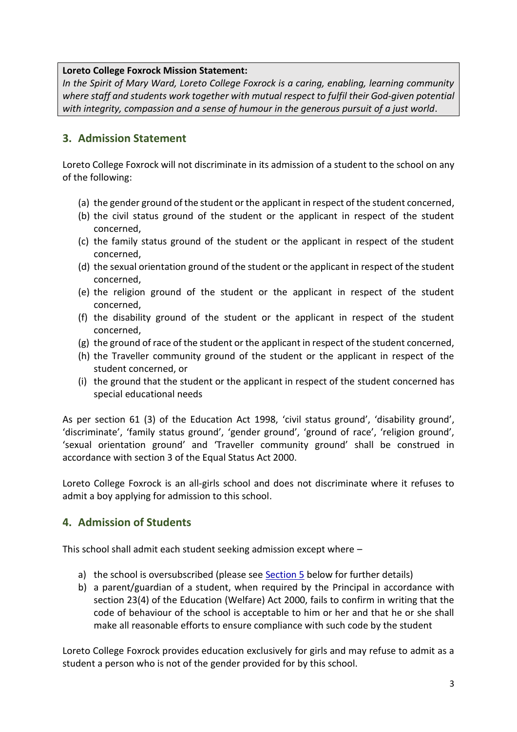**Loreto College Foxrock Mission Statement:**
*In the Spirit of Mary Ward, Loreto College Foxrock is a caring, enabling, learning community where staff and students work together with mutual respect to fulfil their God-given potential with integrity, compassion and a sense of humour in the generous pursuit of a just world*.

## 3. Admission Statement

Loreto College Foxrock will not discriminate in its admission of a student to the school on any of the following:

(a) the gender ground of the student or the applicant in respect of the student concerned,
(b) the civil status ground of the student or the applicant in respect of the student concerned,
(c) the family status ground of the student or the applicant in respect of the student concerned,
(d) the sexual orientation ground of the student or the applicant in respect of the student concerned,
(e) the religion ground of the student or the applicant in respect of the student concerned,
(f) the disability ground of the student or the applicant in respect of the student concerned,
(g) the ground of race of the student or the applicant in respect of the student concerned,
(h) the Traveller community ground of the student or the applicant in respect of the student concerned, or
(i) the ground that the student or the applicant in respect of the student concerned has special educational needs

As per section 61 (3) of the Education Act 1998, 'civil status ground', 'disability ground', 'discriminate', 'family status ground', 'gender ground', 'ground of race', 'religion ground', 'sexual orientation ground' and 'Traveller community ground' shall be construed in accordance with section 3 of the Equal Status Act 2000.

Loreto College Foxrock is an all-girls school and does not discriminate where it refuses to admit a boy applying for admission to this school.

## 4. Admission of Students

This school shall admit each student seeking admission except where –

a) the school is oversubscribed (please see Section 5 below for further details)
b) a parent/guardian of a student, when required by the Principal in accordance with section 23(4) of the Education (Welfare) Act 2000, fails to confirm in writing that the code of behaviour of the school is acceptable to him or her and that he or she shall make all reasonable efforts to ensure compliance with such code by the student

Loreto College Foxrock provides education exclusively for girls and may refuse to admit as a student a person who is not of the gender provided for by this school.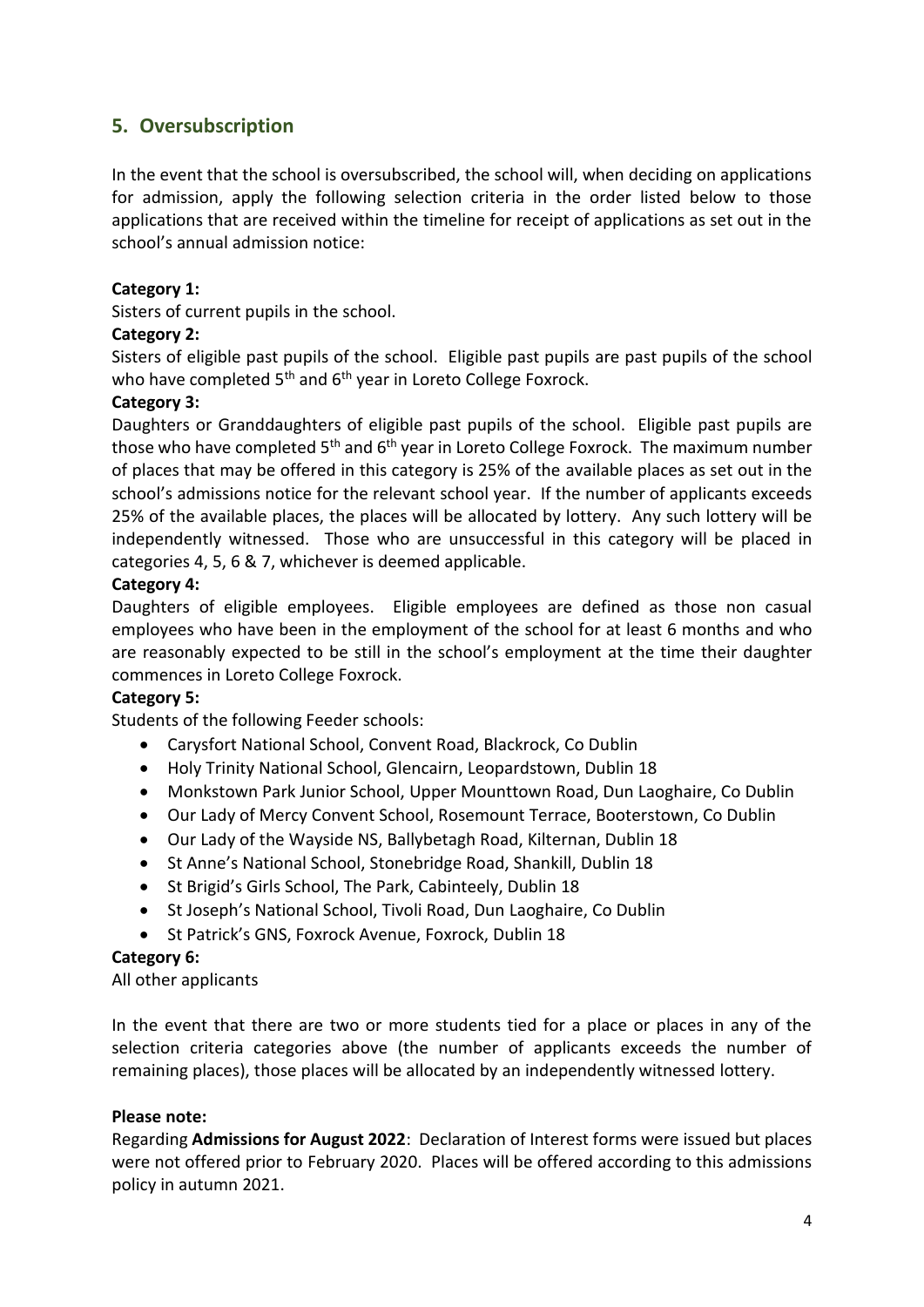## 5. Oversubscription

In the event that the school is oversubscribed, the school will, when deciding on applications for admission, apply the following selection criteria in the order listed below to those applications that are received within the timeline for receipt of applications as set out in the school's annual admission notice:

**Category 1:**

Sisters of current pupils in the school.

**Category 2:**

Sisters of eligible past pupils of the school. Eligible past pupils are past pupils of the school who have completed 5th and 6th year in Loreto College Foxrock.

**Category 3:**

Daughters or Granddaughters of eligible past pupils of the school. Eligible past pupils are those who have completed 5th and 6th year in Loreto College Foxrock. The maximum number of places that may be offered in this category is 25% of the available places as set out in the school's admissions notice for the relevant school year. If the number of applicants exceeds 25% of the available places, the places will be allocated by lottery. Any such lottery will be independently witnessed. Those who are unsuccessful in this category will be placed in categories 4, 5, 6 & 7, whichever is deemed applicable.

**Category 4:**

Daughters of eligible employees. Eligible employees are defined as those non casual employees who have been in the employment of the school for at least 6 months and who are reasonably expected to be still in the school's employment at the time their daughter commences in Loreto College Foxrock.

**Category 5:**

Students of the following Feeder schools:

- Carysfort National School, Convent Road, Blackrock, Co Dublin
- Holy Trinity National School, Glencairn, Leopardstown, Dublin 18
- Monkstown Park Junior School, Upper Mounttown Road, Dun Laoghaire, Co Dublin
- Our Lady of Mercy Convent School, Rosemount Terrace, Booterstown, Co Dublin
- Our Lady of the Wayside NS, Ballybetagh Road, Kilternan, Dublin 18
- St Anne's National School, Stonebridge Road, Shankill, Dublin 18
- St Brigid's Girls School, The Park, Cabinteely, Dublin 18
- St Joseph's National School, Tivoli Road, Dun Laoghaire, Co Dublin
- St Patrick's GNS, Foxrock Avenue, Foxrock, Dublin 18

**Category 6:**

All other applicants

In the event that there are two or more students tied for a place or places in any of the selection criteria categories above (the number of applicants exceeds the number of remaining places), those places will be allocated by an independently witnessed lottery.

**Please note:**

Regarding **Admissions for August 2022**: Declaration of Interest forms were issued but places were not offered prior to February 2020. Places will be offered according to this admissions policy in autumn 2021.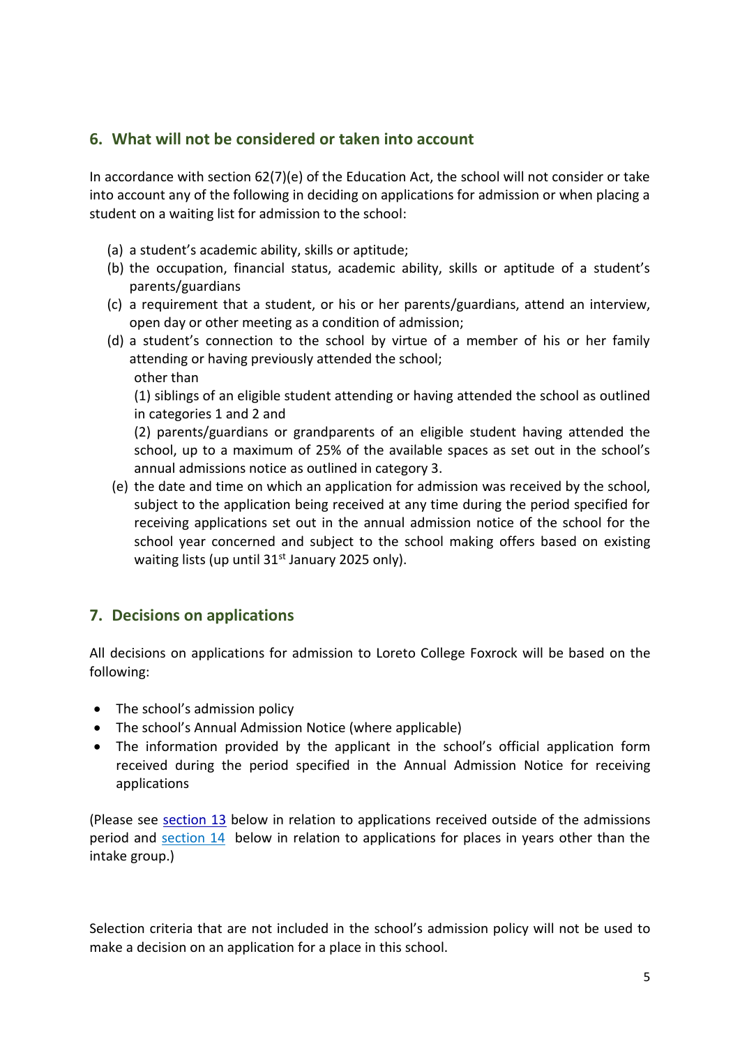## 6. What will not be considered or taken into account

In accordance with section 62(7)(e) of the Education Act, the school will not consider or take into account any of the following in deciding on applications for admission or when placing a student on a waiting list for admission to the school:

(a) a student's academic ability, skills or aptitude;

(b) the occupation, financial status, academic ability, skills or aptitude of a student's parents/guardians

(c) a requirement that a student, or his or her parents/guardians, attend an interview, open day or other meeting as a condition of admission;

(d) a student's connection to the school by virtue of a member of his or her family attending or having previously attended the school;
other than
(1) siblings of an eligible student attending or having attended the school as outlined in categories 1 and 2 and
(2) parents/guardians or grandparents of an eligible student having attended the school, up to a maximum of 25% of the available spaces as set out in the school's annual admissions notice as outlined in category 3.

(e) the date and time on which an application for admission was received by the school, subject to the application being received at any time during the period specified for receiving applications set out in the annual admission notice of the school for the school year concerned and subject to the school making offers based on existing waiting lists (up until 31st January 2025 only).

## 7. Decisions on applications

All decisions on applications for admission to Loreto College Foxrock will be based on the following:

- The school's admission policy
- The school's Annual Admission Notice (where applicable)
- The information provided by the applicant in the school's official application form received during the period specified in the Annual Admission Notice for receiving applications

(Please see section 13 below in relation to applications received outside of the admissions period and section 14 below in relation to applications for places in years other than the intake group.)

Selection criteria that are not included in the school's admission policy will not be used to make a decision on an application for a place in this school.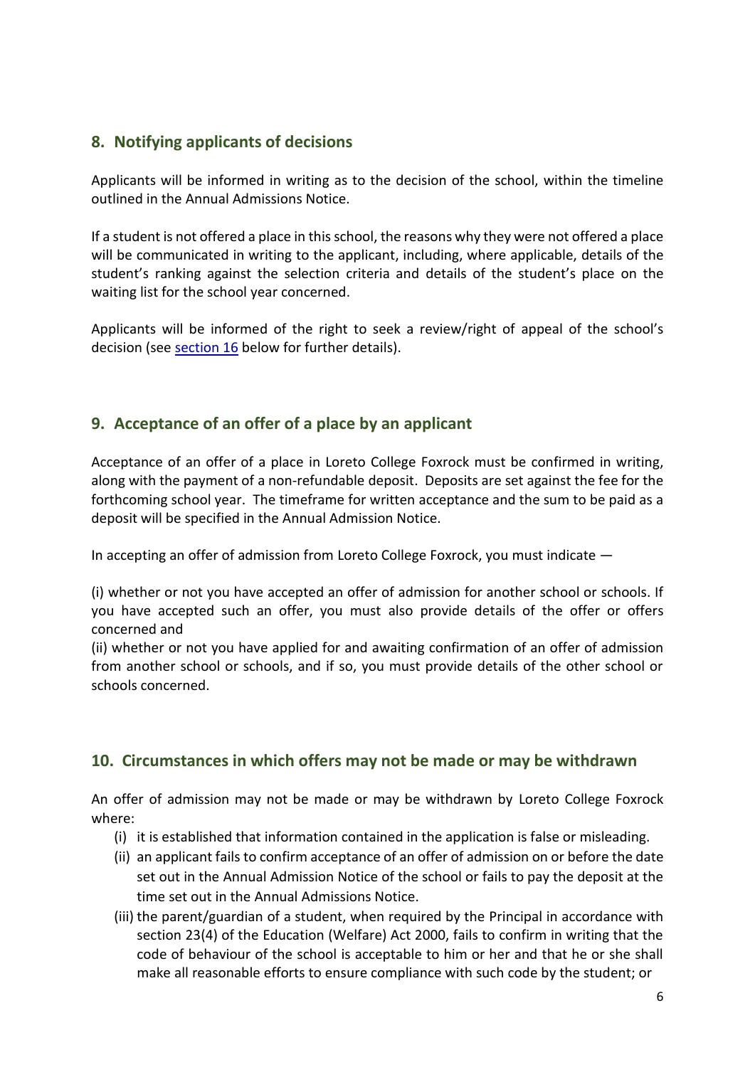## 8. Notifying applicants of decisions

Applicants will be informed in writing as to the decision of the school, within the timeline outlined in the Annual Admissions Notice.

If a student is not offered a place in this school, the reasons why they were not offered a place will be communicated in writing to the applicant, including, where applicable, details of the student's ranking against the selection criteria and details of the student's place on the waiting list for the school year concerned.

Applicants will be informed of the right to seek a review/right of appeal of the school's decision (see section 16 below for further details).

## 9. Acceptance of an offer of a place by an applicant

Acceptance of an offer of a place in Loreto College Foxrock must be confirmed in writing, along with the payment of a non-refundable deposit. Deposits are set against the fee for the forthcoming school year. The timeframe for written acceptance and the sum to be paid as a deposit will be specified in the Annual Admission Notice.

In accepting an offer of admission from Loreto College Foxrock, you must indicate —

(i) whether or not you have accepted an offer of admission for another school or schools. If you have accepted such an offer, you must also provide details of the offer or offers concerned and

(ii) whether or not you have applied for and awaiting confirmation of an offer of admission from another school or schools, and if so, you must provide details of the other school or schools concerned.

## 10. Circumstances in which offers may not be made or may be withdrawn

An offer of admission may not be made or may be withdrawn by Loreto College Foxrock where:

(i) it is established that information contained in the application is false or misleading.

(ii) an applicant fails to confirm acceptance of an offer of admission on or before the date set out in the Annual Admission Notice of the school or fails to pay the deposit at the time set out in the Annual Admissions Notice.

(iii) the parent/guardian of a student, when required by the Principal in accordance with section 23(4) of the Education (Welfare) Act 2000, fails to confirm in writing that the code of behaviour of the school is acceptable to him or her and that he or she shall make all reasonable efforts to ensure compliance with such code by the student; or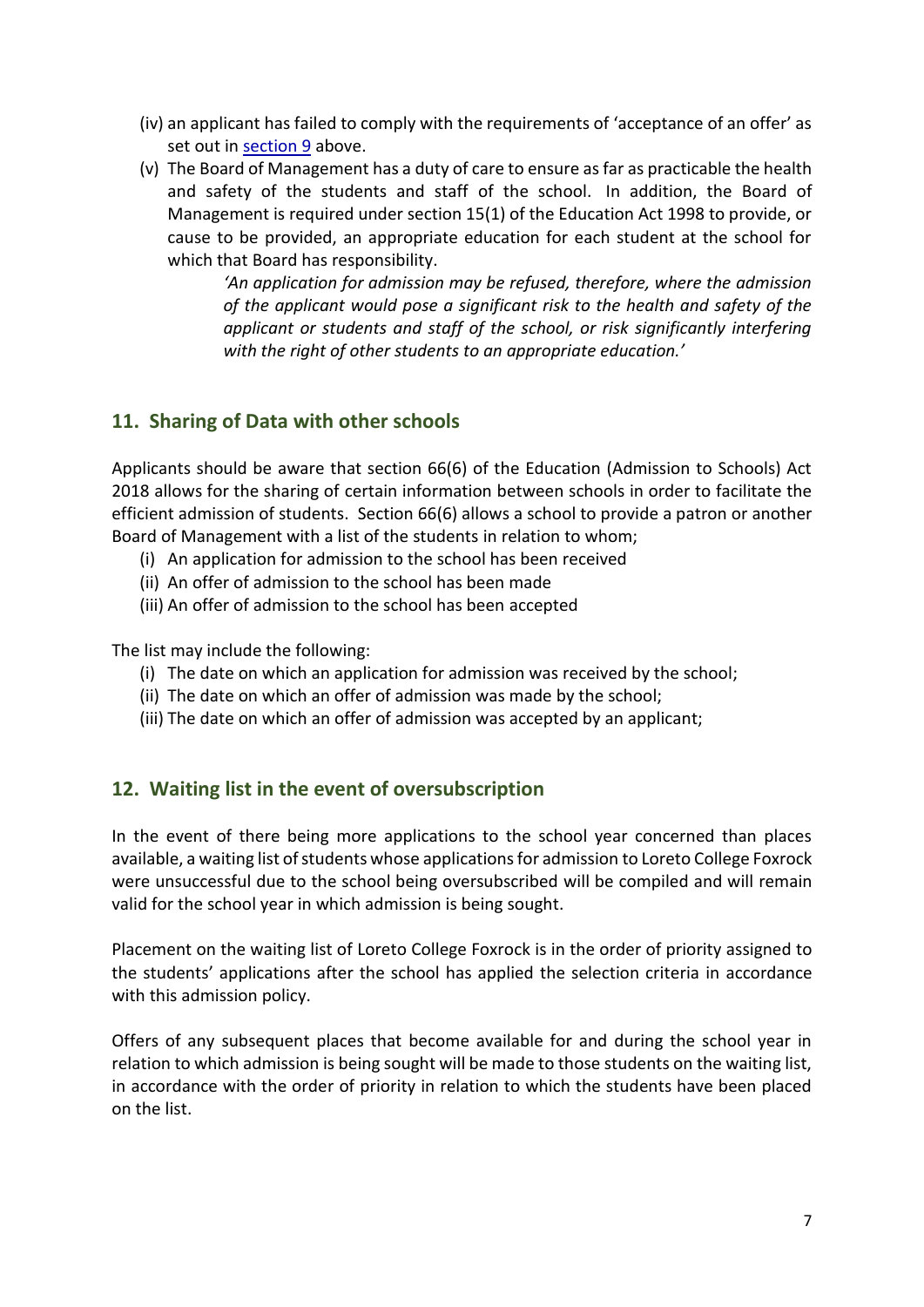(iv) an applicant has failed to comply with the requirements of 'acceptance of an offer' as set out in section 9 above.

(v) The Board of Management has a duty of care to ensure as far as practicable the health and safety of the students and staff of the school. In addition, the Board of Management is required under section 15(1) of the Education Act 1998 to provide, or cause to be provided, an appropriate education for each student at the school for which that Board has responsibility.

> *'An application for admission may be refused, therefore, where the admission of the applicant would pose a significant risk to the health and safety of the applicant or students and staff of the school, or risk significantly interfering with the right of other students to an appropriate education.'*

## 11. Sharing of Data with other schools

Applicants should be aware that section 66(6) of the Education (Admission to Schools) Act 2018 allows for the sharing of certain information between schools in order to facilitate the efficient admission of students. Section 66(6) allows a school to provide a patron or another Board of Management with a list of the students in relation to whom;

(i) An application for admission to the school has been received
(ii) An offer of admission to the school has been made
(iii) An offer of admission to the school has been accepted

The list may include the following:

(i) The date on which an application for admission was received by the school;
(ii) The date on which an offer of admission was made by the school;
(iii) The date on which an offer of admission was accepted by an applicant;

## 12. Waiting list in the event of oversubscription

In the event of there being more applications to the school year concerned than places available, a waiting list of students whose applications for admission to Loreto College Foxrock were unsuccessful due to the school being oversubscribed will be compiled and will remain valid for the school year in which admission is being sought.

Placement on the waiting list of Loreto College Foxrock is in the order of priority assigned to the students' applications after the school has applied the selection criteria in accordance with this admission policy.

Offers of any subsequent places that become available for and during the school year in relation to which admission is being sought will be made to those students on the waiting list, in accordance with the order of priority in relation to which the students have been placed on the list.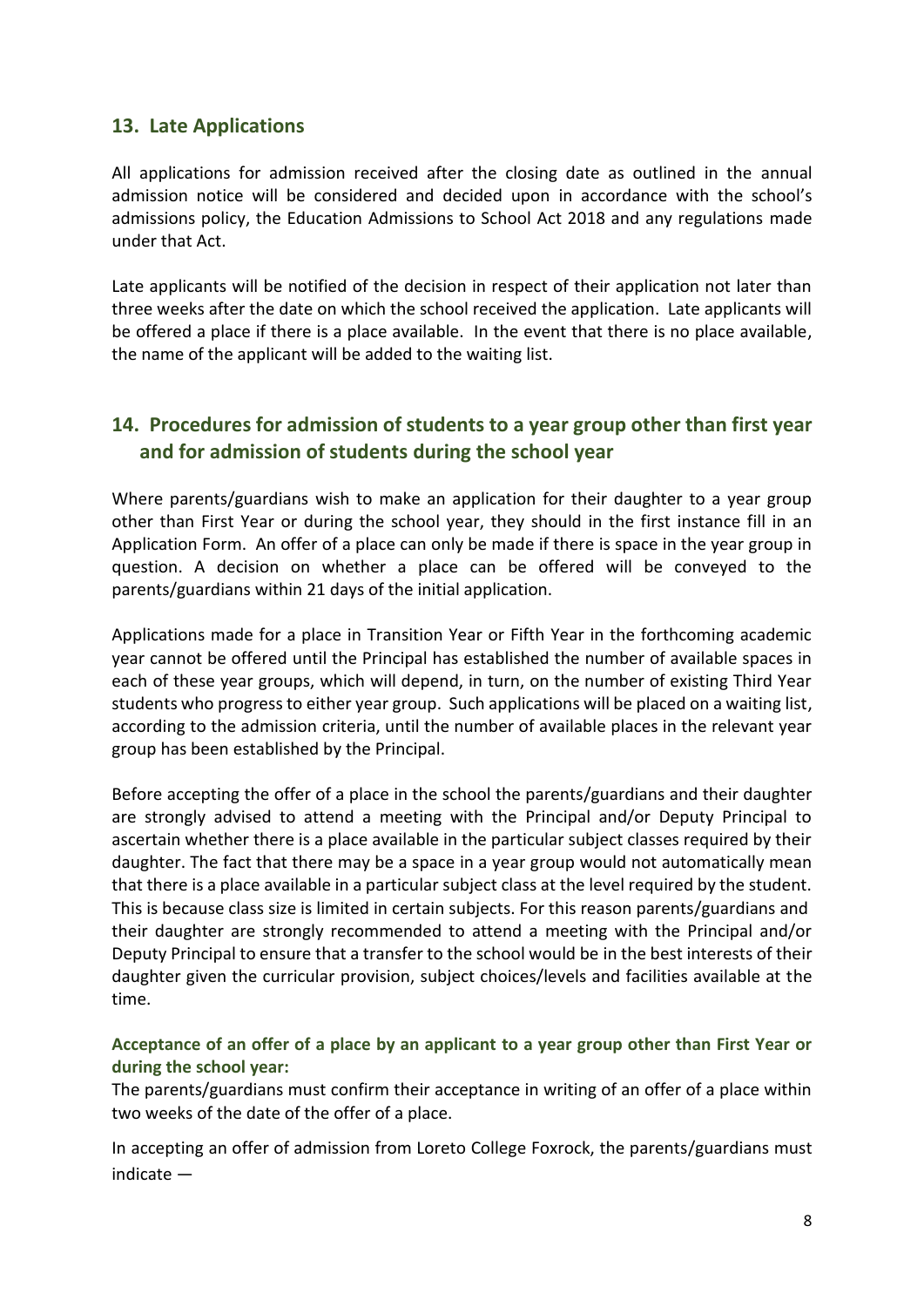## 13. Late Applications

All applications for admission received after the closing date as outlined in the annual admission notice will be considered and decided upon in accordance with the school's admissions policy, the Education Admissions to School Act 2018 and any regulations made under that Act.

Late applicants will be notified of the decision in respect of their application not later than three weeks after the date on which the school received the application. Late applicants will be offered a place if there is a place available. In the event that there is no place available, the name of the applicant will be added to the waiting list.

## 14. Procedures for admission of students to a year group other than first year and for admission of students during the school year

Where parents/guardians wish to make an application for their daughter to a year group other than First Year or during the school year, they should in the first instance fill in an Application Form. An offer of a place can only be made if there is space in the year group in question. A decision on whether a place can be offered will be conveyed to the parents/guardians within 21 days of the initial application.

Applications made for a place in Transition Year or Fifth Year in the forthcoming academic year cannot be offered until the Principal has established the number of available spaces in each of these year groups, which will depend, in turn, on the number of existing Third Year students who progress to either year group. Such applications will be placed on a waiting list, according to the admission criteria, until the number of available places in the relevant year group has been established by the Principal.

Before accepting the offer of a place in the school the parents/guardians and their daughter are strongly advised to attend a meeting with the Principal and/or Deputy Principal to ascertain whether there is a place available in the particular subject classes required by their daughter. The fact that there may be a space in a year group would not automatically mean that there is a place available in a particular subject class at the level required by the student. This is because class size is limited in certain subjects. For this reason parents/guardians and their daughter are strongly recommended to attend a meeting with the Principal and/or Deputy Principal to ensure that a transfer to the school would be in the best interests of their daughter given the curricular provision, subject choices/levels and facilities available at the time.

### Acceptance of an offer of a place by an applicant to a year group other than First Year or during the school year:

The parents/guardians must confirm their acceptance in writing of an offer of a place within two weeks of the date of the offer of a place.

In accepting an offer of admission from Loreto College Foxrock, the parents/guardians must indicate —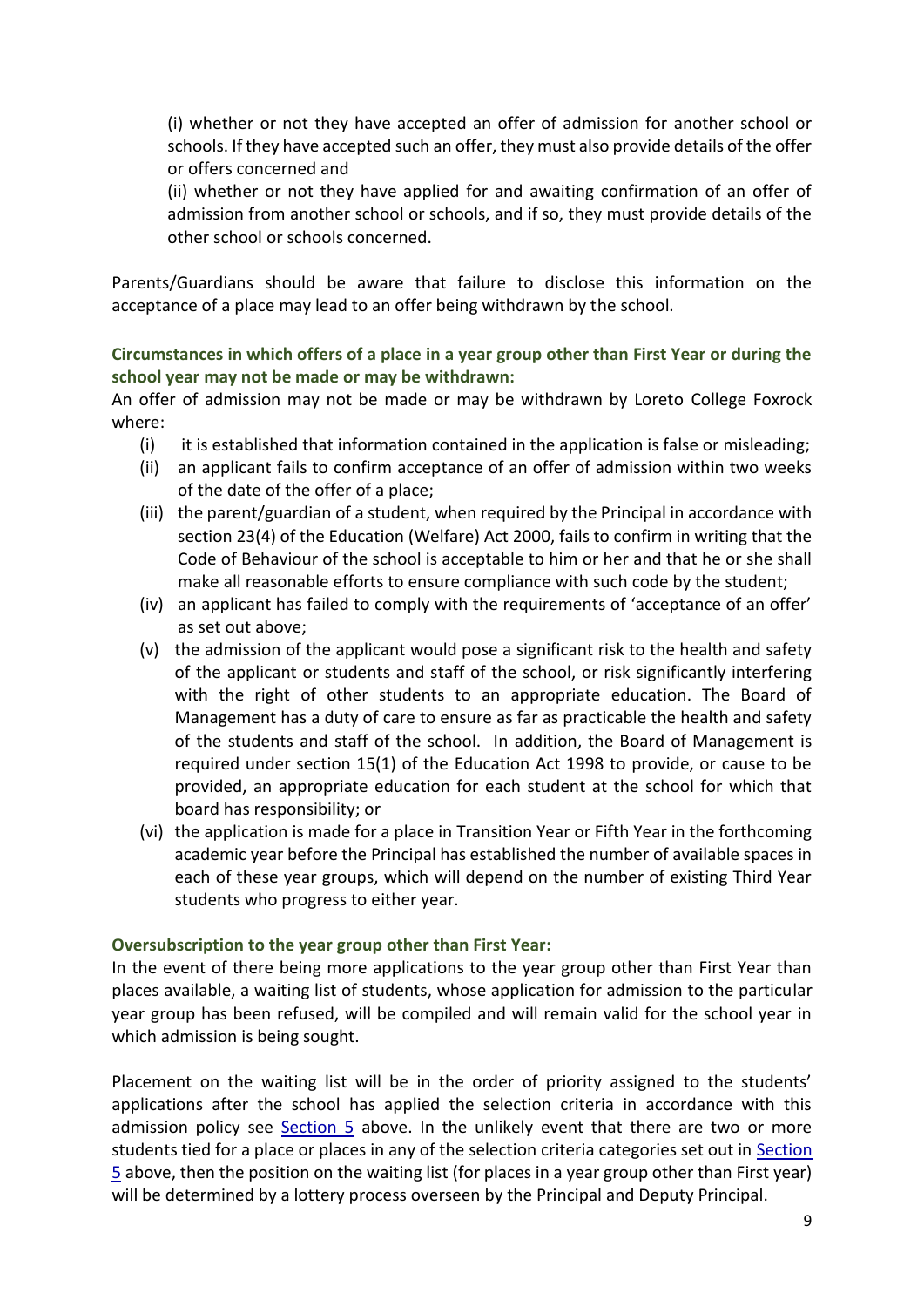(i) whether or not they have accepted an offer of admission for another school or schools. If they have accepted such an offer, they must also provide details of the offer or offers concerned and

(ii) whether or not they have applied for and awaiting confirmation of an offer of admission from another school or schools, and if so, they must provide details of the other school or schools concerned.

Parents/Guardians should be aware that failure to disclose this information on the acceptance of a place may lead to an offer being withdrawn by the school.

### Circumstances in which offers of a place in a year group other than First Year or during the school year may not be made or may be withdrawn:

An offer of admission may not be made or may be withdrawn by Loreto College Foxrock where:

- (i) it is established that information contained in the application is false or misleading;
- (ii) an applicant fails to confirm acceptance of an offer of admission within two weeks of the date of the offer of a place;
- (iii) the parent/guardian of a student, when required by the Principal in accordance with section 23(4) of the Education (Welfare) Act 2000, fails to confirm in writing that the Code of Behaviour of the school is acceptable to him or her and that he or she shall make all reasonable efforts to ensure compliance with such code by the student;
- (iv) an applicant has failed to comply with the requirements of 'acceptance of an offer' as set out above;
- (v) the admission of the applicant would pose a significant risk to the health and safety of the applicant or students and staff of the school, or risk significantly interfering with the right of other students to an appropriate education. The Board of Management has a duty of care to ensure as far as practicable the health and safety of the students and staff of the school. In addition, the Board of Management is required under section 15(1) of the Education Act 1998 to provide, or cause to be provided, an appropriate education for each student at the school for which that board has responsibility; or
- (vi) the application is made for a place in Transition Year or Fifth Year in the forthcoming academic year before the Principal has established the number of available spaces in each of these year groups, which will depend on the number of existing Third Year students who progress to either year.

### Oversubscription to the year group other than First Year:

In the event of there being more applications to the year group other than First Year than places available, a waiting list of students, whose application for admission to the particular year group has been refused, will be compiled and will remain valid for the school year in which admission is being sought.

Placement on the waiting list will be in the order of priority assigned to the students' applications after the school has applied the selection criteria in accordance with this admission policy see Section 5 above. In the unlikely event that there are two or more students tied for a place or places in any of the selection criteria categories set out in Section 5 above, then the position on the waiting list (for places in a year group other than First year) will be determined by a lottery process overseen by the Principal and Deputy Principal.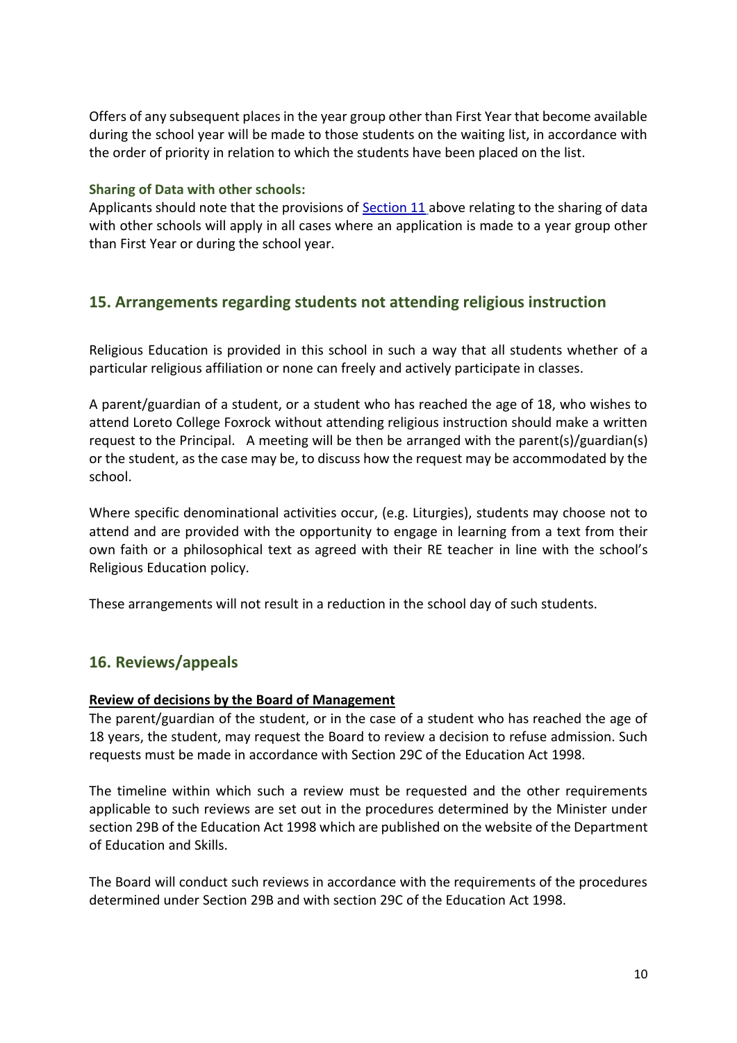Offers of any subsequent places in the year group other than First Year that become available during the school year will be made to those students on the waiting list, in accordance with the order of priority in relation to which the students have been placed on the list.

**Sharing of Data with other schools:**

Applicants should note that the provisions of Section 11 above relating to the sharing of data with other schools will apply in all cases where an application is made to a year group other than First Year or during the school year.

## 15. Arrangements regarding students not attending religious instruction

Religious Education is provided in this school in such a way that all students whether of a particular religious affiliation or none can freely and actively participate in classes.

A parent/guardian of a student, or a student who has reached the age of 18, who wishes to attend Loreto College Foxrock without attending religious instruction should make a written request to the Principal. A meeting will be then be arranged with the parent(s)/guardian(s) or the student, as the case may be, to discuss how the request may be accommodated by the school.

Where specific denominational activities occur, (e.g. Liturgies), students may choose not to attend and are provided with the opportunity to engage in learning from a text from their own faith or a philosophical text as agreed with their RE teacher in line with the school's Religious Education policy.

These arrangements will not result in a reduction in the school day of such students.

## 16. Reviews/appeals

**Review of decisions by the Board of Management**

The parent/guardian of the student, or in the case of a student who has reached the age of 18 years, the student, may request the Board to review a decision to refuse admission. Such requests must be made in accordance with Section 29C of the Education Act 1998.

The timeline within which such a review must be requested and the other requirements applicable to such reviews are set out in the procedures determined by the Minister under section 29B of the Education Act 1998 which are published on the website of the Department of Education and Skills.

The Board will conduct such reviews in accordance with the requirements of the procedures determined under Section 29B and with section 29C of the Education Act 1998.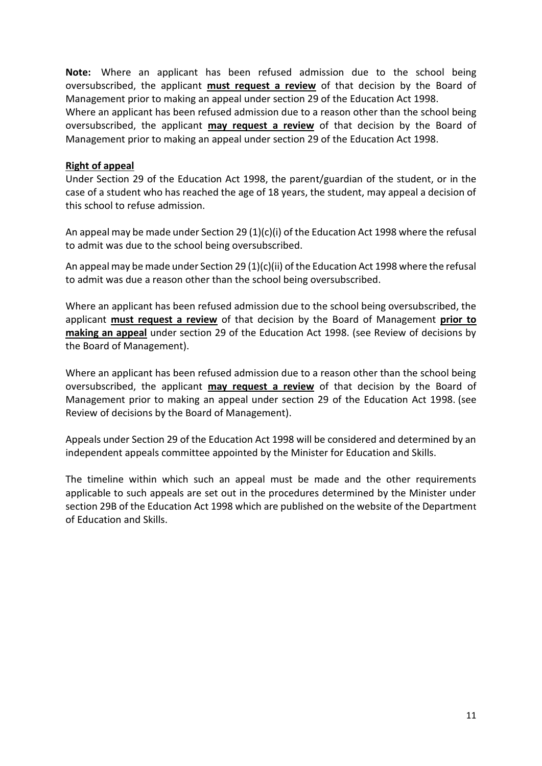**Note:** Where an applicant has been refused admission due to the school being oversubscribed, the applicant **must request a review** of that decision by the Board of Management prior to making an appeal under section 29 of the Education Act 1998.
Where an applicant has been refused admission due to a reason other than the school being oversubscribed, the applicant **may request a review** of that decision by the Board of Management prior to making an appeal under section 29 of the Education Act 1998.

**Right of appeal**

Under Section 29 of the Education Act 1998, the parent/guardian of the student, or in the case of a student who has reached the age of 18 years, the student, may appeal a decision of this school to refuse admission.

An appeal may be made under Section 29 (1)(c)(i) of the Education Act 1998 where the refusal to admit was due to the school being oversubscribed.

An appeal may be made under Section 29 (1)(c)(ii) of the Education Act 1998 where the refusal to admit was due a reason other than the school being oversubscribed.

Where an applicant has been refused admission due to the school being oversubscribed, the applicant **must request a review** of that decision by the Board of Management **prior to making an appeal** under section 29 of the Education Act 1998. (see Review of decisions by the Board of Management).

Where an applicant has been refused admission due to a reason other than the school being oversubscribed, the applicant **may request a review** of that decision by the Board of Management prior to making an appeal under section 29 of the Education Act 1998. (see Review of decisions by the Board of Management).

Appeals under Section 29 of the Education Act 1998 will be considered and determined by an independent appeals committee appointed by the Minister for Education and Skills.

The timeline within which such an appeal must be made and the other requirements applicable to such appeals are set out in the procedures determined by the Minister under section 29B of the Education Act 1998 which are published on the website of the Department of Education and Skills.